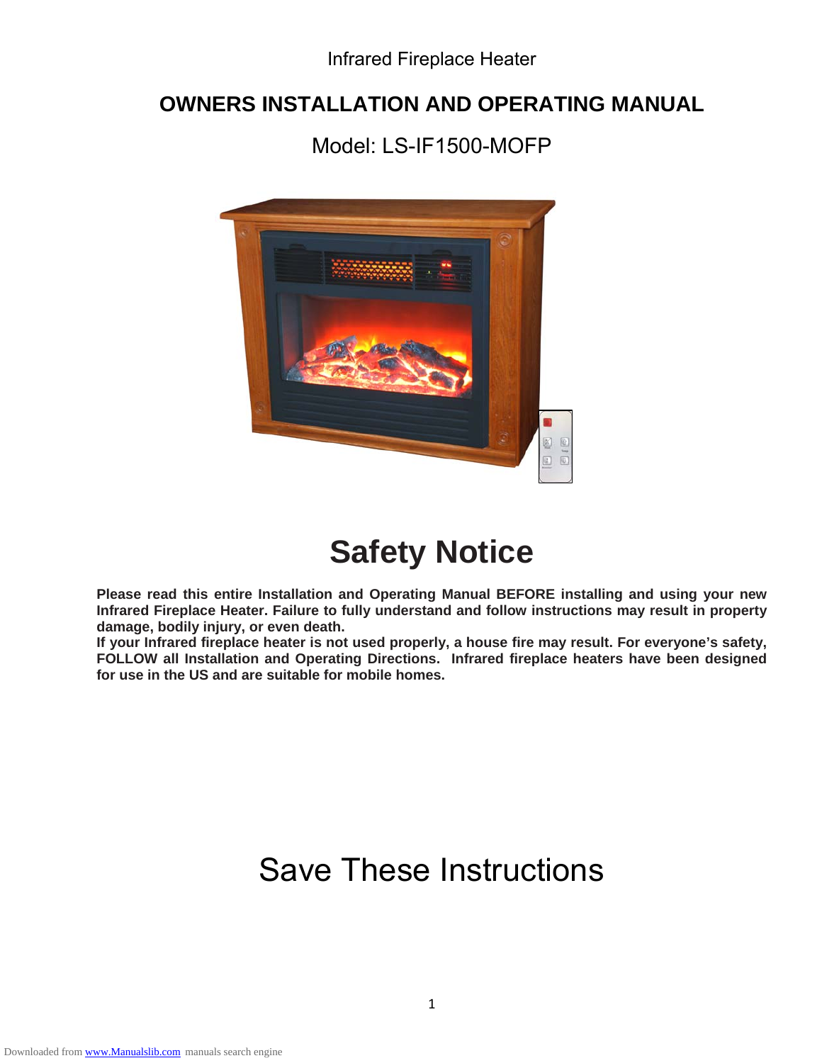Infrared Fireplace Heater

# OWNERS INSTALLATION AND OPERATING MANUAL

Model: LS-IF1500-MOFP

# Safety Notice

**Please read this entire Installation and Operating Manual BEFORE installing and using your new Infrared Fireplace Heater. Failure to fully understand and follow instructions may result in property damage, bodily injury, or even death.**
**If your Infrared fireplace heater is not used properly, a house fire may result. For everyone's safety, FOLLOW all Installation and Operating Directions. Infrared fireplace heaters have been designed for use in the US and are suitable for mobile homes.**

# Save These Instructions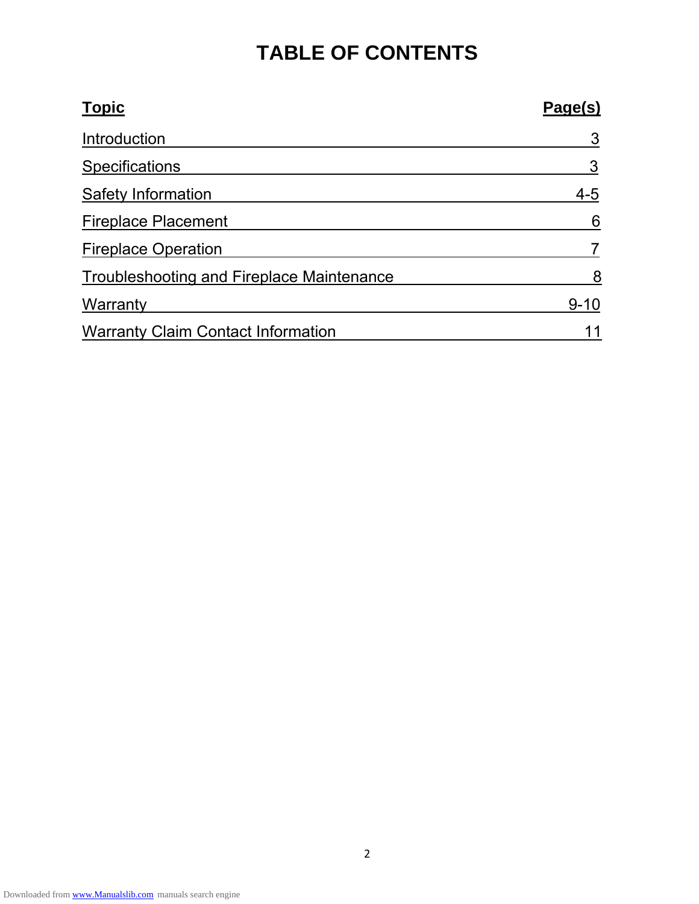# TABLE OF CONTENTS

| Topic | Page(s) |
|---|---|
| Introduction | 3 |
| Specifications | 3 |
| Safety Information | 4-5 |
| Fireplace Placement | 6 |
| Fireplace Operation | 7 |
| Troubleshooting and Fireplace Maintenance | 8 |
| Warranty | 9-10 |
| Warranty Claim Contact Information | 11 |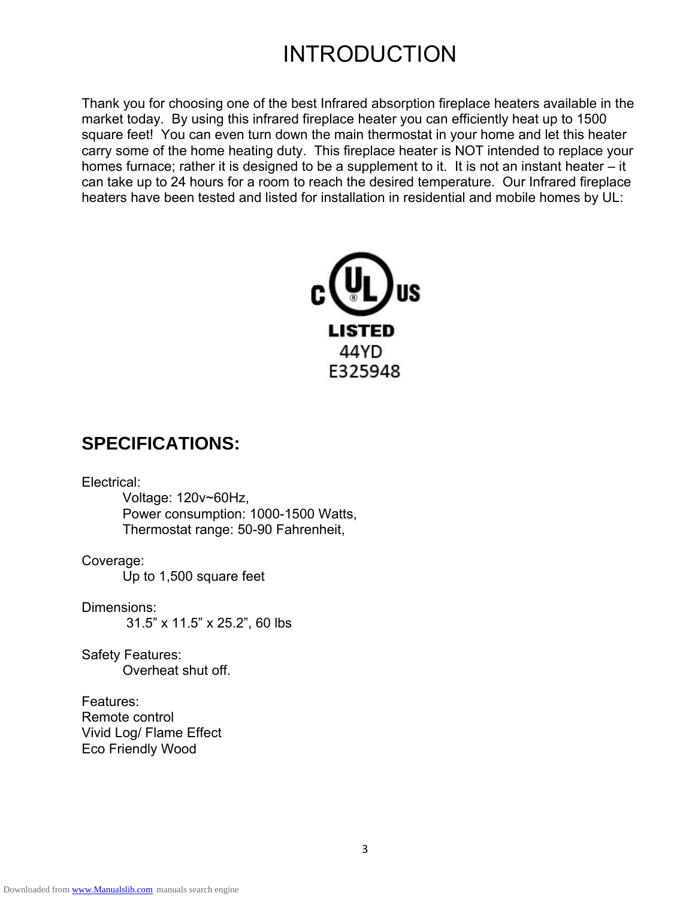# INTRODUCTION

Thank you for choosing one of the best Infrared absorption fireplace heaters available in the market today. By using this infrared fireplace heater you can efficiently heat up to 1500 square feet! You can even turn down the main thermostat in your home and let this heater carry some of the home heating duty. This fireplace heater is NOT intended to replace your homes furnace; rather it is designed to be a supplement to it. It is not an instant heater – it can take up to 24 hours for a room to reach the desired temperature. Our Infrared fireplace heaters have been tested and listed for installation in residential and mobile homes by UL:

c UL US
LISTED
44YD
E325948

## SPECIFICATIONS:

Electrical:
Voltage: 120v~60Hz,
Power consumption: 1000-1500 Watts,
Thermostat range: 50-90 Fahrenheit,

Coverage:
Up to 1,500 square feet

Dimensions:
31.5" x 11.5" x 25.2", 60 lbs

Safety Features:
Overheat shut off.

Features:
Remote control
Vivid Log/ Flame Effect
Eco Friendly Wood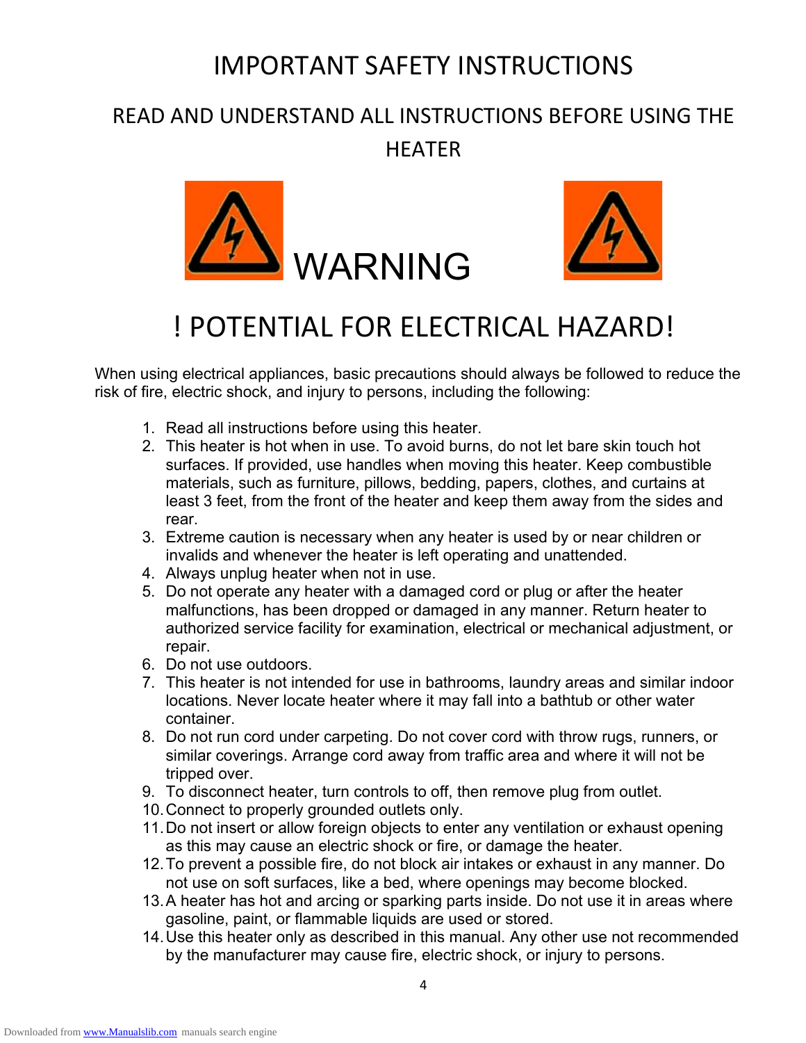# IMPORTANT SAFETY INSTRUCTIONS

## READ AND UNDERSTAND ALL INSTRUCTIONS BEFORE USING THE HEATER

## WARNING

## ! POTENTIAL FOR ELECTRICAL HAZARD!

When using electrical appliances, basic precautions should always be followed to reduce the risk of fire, electric shock, and injury to persons, including the following:

1. Read all instructions before using this heater.
2. This heater is hot when in use. To avoid burns, do not let bare skin touch hot surfaces. If provided, use handles when moving this heater. Keep combustible materials, such as furniture, pillows, bedding, papers, clothes, and curtains at least 3 feet, from the front of the heater and keep them away from the sides and rear.
3. Extreme caution is necessary when any heater is used by or near children or invalids and whenever the heater is left operating and unattended.
4. Always unplug heater when not in use.
5. Do not operate any heater with a damaged cord or plug or after the heater malfunctions, has been dropped or damaged in any manner. Return heater to authorized service facility for examination, electrical or mechanical adjustment, or repair.
6. Do not use outdoors.
7. This heater is not intended for use in bathrooms, laundry areas and similar indoor locations. Never locate heater where it may fall into a bathtub or other water container.
8. Do not run cord under carpeting. Do not cover cord with throw rugs, runners, or similar coverings. Arrange cord away from traffic area and where it will not be tripped over.
9. To disconnect heater, turn controls to off, then remove plug from outlet.
10. Connect to properly grounded outlets only.
11. Do not insert or allow foreign objects to enter any ventilation or exhaust opening as this may cause an electric shock or fire, or damage the heater.
12. To prevent a possible fire, do not block air intakes or exhaust in any manner. Do not use on soft surfaces, like a bed, where openings may become blocked.
13. A heater has hot and arcing or sparking parts inside. Do not use it in areas where gasoline, paint, or flammable liquids are used or stored.
14. Use this heater only as described in this manual. Any other use not recommended by the manufacturer may cause fire, electric shock, or injury to persons.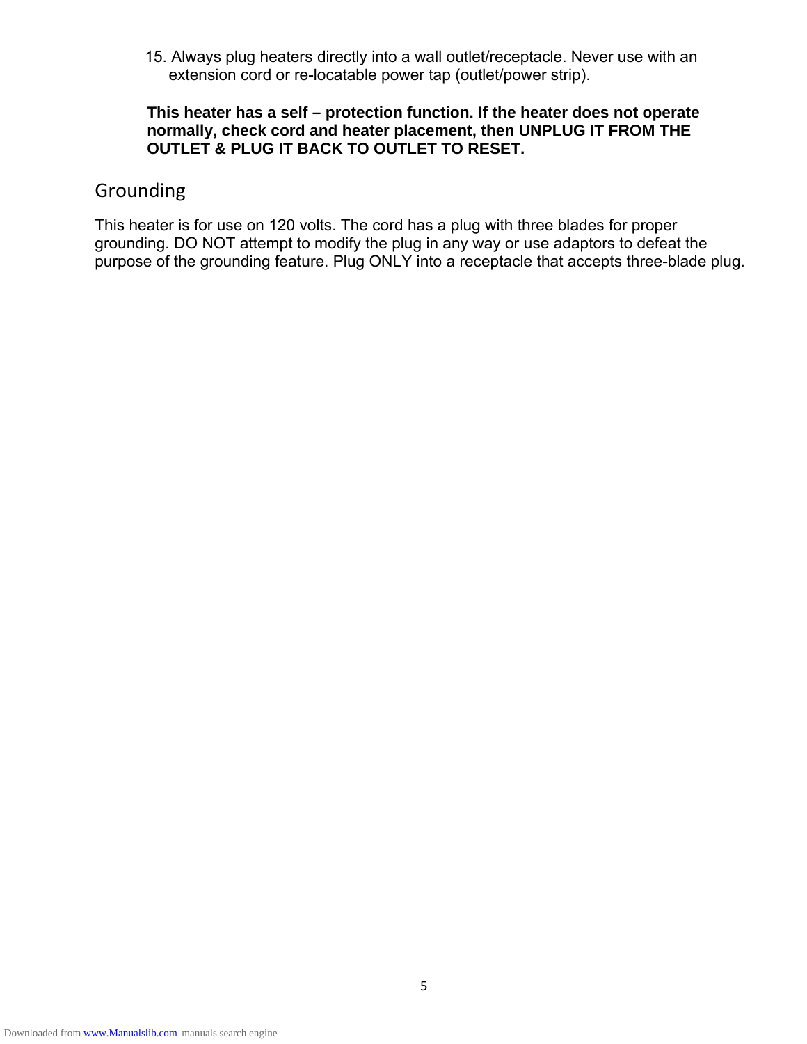15. Always plug heaters directly into a wall outlet/receptacle. Never use with an extension cord or re-locatable power tap (outlet/power strip).

**This heater has a self – protection function. If the heater does not operate normally, check cord and heater placement, then UNPLUG IT FROM THE OUTLET & PLUG IT BACK TO OUTLET TO RESET.**

## Grounding

This heater is for use on 120 volts. The cord has a plug with three blades for proper grounding. DO NOT attempt to modify the plug in any way or use adaptors to defeat the purpose of the grounding feature. Plug ONLY into a receptacle that accepts three-blade plug.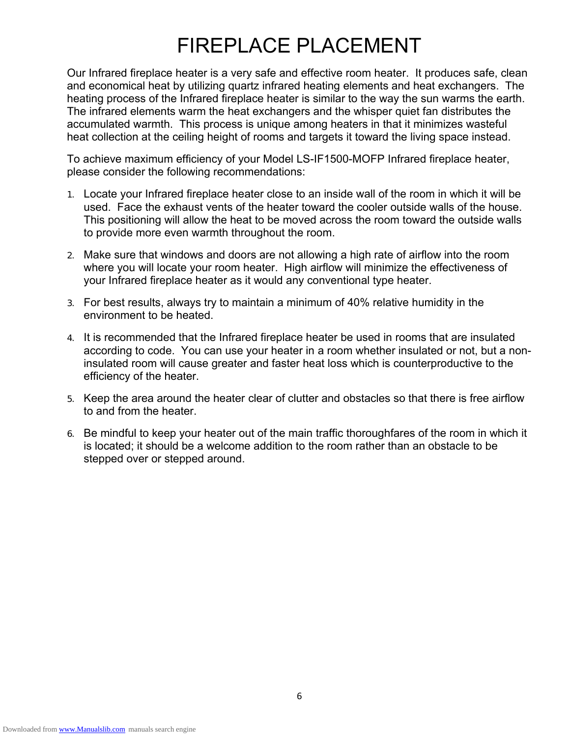# FIREPLACE PLACEMENT

Our Infrared fireplace heater is a very safe and effective room heater. It produces safe, clean and economical heat by utilizing quartz infrared heating elements and heat exchangers. The heating process of the Infrared fireplace heater is similar to the way the sun warms the earth. The infrared elements warm the heat exchangers and the whisper quiet fan distributes the accumulated warmth. This process is unique among heaters in that it minimizes wasteful heat collection at the ceiling height of rooms and targets it toward the living space instead.

To achieve maximum efficiency of your Model LS-IF1500-MOFP Infrared fireplace heater, please consider the following recommendations:

1. Locate your Infrared fireplace heater close to an inside wall of the room in which it will be used. Face the exhaust vents of the heater toward the cooler outside walls of the house. This positioning will allow the heat to be moved across the room toward the outside walls to provide more even warmth throughout the room.
2. Make sure that windows and doors are not allowing a high rate of airflow into the room where you will locate your room heater. High airflow will minimize the effectiveness of your Infrared fireplace heater as it would any conventional type heater.
3. For best results, always try to maintain a minimum of 40% relative humidity in the environment to be heated.
4. It is recommended that the Infrared fireplace heater be used in rooms that are insulated according to code. You can use your heater in a room whether insulated or not, but a non-insulated room will cause greater and faster heat loss which is counterproductive to the efficiency of the heater.
5. Keep the area around the heater clear of clutter and obstacles so that there is free airflow to and from the heater.
6. Be mindful to keep your heater out of the main traffic thoroughfares of the room in which it is located; it should be a welcome addition to the room rather than an obstacle to be stepped over or stepped around.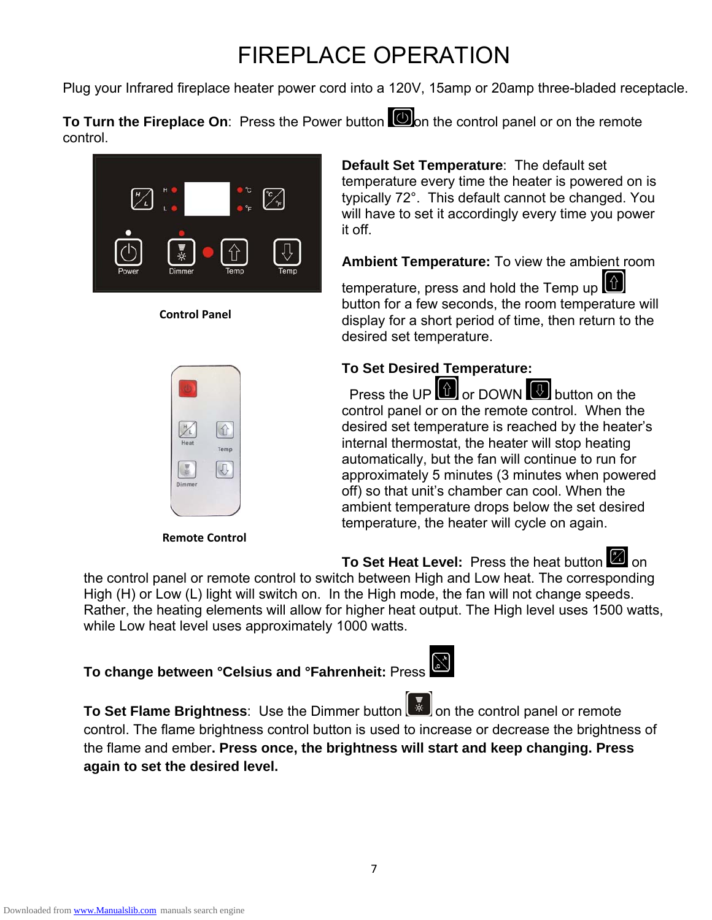# FIREPLACE OPERATION

Plug your Infrared fireplace heater power cord into a 120V, 15amp or 20amp three-bladed receptacle.

**To Turn the Fireplace On**: Press the Power button on the control panel or on the remote control.

Control Panel

Remote Control

**Default Set Temperature**: The default set temperature every time the heater is powered on is typically 72°. This default cannot be changed. You will have to set it accordingly every time you power it off.

**Ambient Temperature:** To view the ambient room temperature, press and hold the Temp up button for a few seconds, the room temperature will display for a short period of time, then return to the desired set temperature.

**To Set Desired Temperature:**

Press the UP or DOWN button on the control panel or on the remote control. When the desired set temperature is reached by the heater's internal thermostat, the heater will stop heating automatically, but the fan will continue to run for approximately 5 minutes (3 minutes when powered off) so that unit's chamber can cool. When the ambient temperature drops below the set desired temperature, the heater will cycle on again.

**To Set Heat Level:** Press the heat button on the control panel or remote control to switch between High and Low heat. The corresponding High (H) or Low (L) light will switch on. In the High mode, the fan will not change speeds. Rather, the heating elements will allow for higher heat output. The High level uses 1500 watts, while Low heat level uses approximately 1000 watts.

**To change between °Celsius and °Fahrenheit:** Press

**To Set Flame Brightness**: Use the Dimmer button on the control panel or remote control. The flame brightness control button is used to increase or decrease the brightness of the flame and ember**. Press once, the brightness will start and keep changing. Press again to set the desired level.**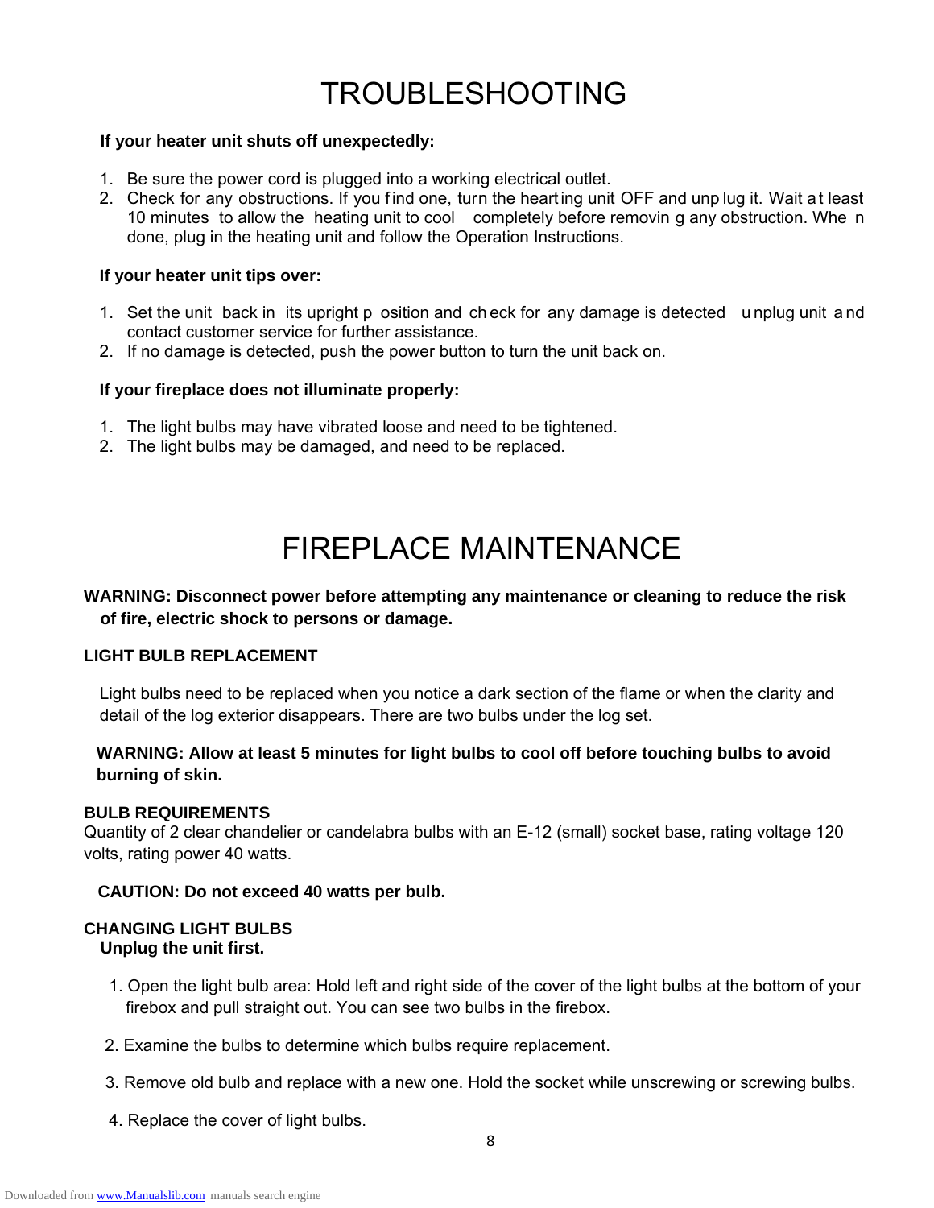# TROUBLESHOOTING

**If your heater unit shuts off unexpectedly:**

1. Be sure the power cord is plugged into a working electrical outlet.
2. Check for any obstructions. If you find one, turn the hearting unit OFF and unplug it. Wait at least 10 minutes to allow the heating unit to cool completely before removing any obstruction. When done, plug in the heating unit and follow the Operation Instructions.

**If your heater unit tips over:**

1. Set the unit back in its upright position and check for any damage is detected unplug unit and contact customer service for further assistance.
2. If no damage is detected, push the power button to turn the unit back on.

**If your fireplace does not illuminate properly:**

1. The light bulbs may have vibrated loose and need to be tightened.
2. The light bulbs may be damaged, and need to be replaced.

# FIREPLACE MAINTENANCE

**WARNING: Disconnect power before attempting any maintenance or cleaning to reduce the risk of fire, electric shock to persons or damage.**

**LIGHT BULB REPLACEMENT**

Light bulbs need to be replaced when you notice a dark section of the flame or when the clarity and detail of the log exterior disappears. There are two bulbs under the log set.

**WARNING: Allow at least 5 minutes for light bulbs to cool off before touching bulbs to avoid burning of skin.**

**BULB REQUIREMENTS**
Quantity of 2 clear chandelier or candelabra bulbs with an E-12 (small) socket base, rating voltage 120 volts, rating power 40 watts.

**CAUTION: Do not exceed 40 watts per bulb.**

**CHANGING LIGHT BULBS**
**Unplug the unit first.**

1. Open the light bulb area: Hold left and right side of the cover of the light bulbs at the bottom of your firebox and pull straight out. You can see two bulbs in the firebox.
2. Examine the bulbs to determine which bulbs require replacement.
3. Remove old bulb and replace with a new one. Hold the socket while unscrewing or screwing bulbs.
4. Replace the cover of light bulbs.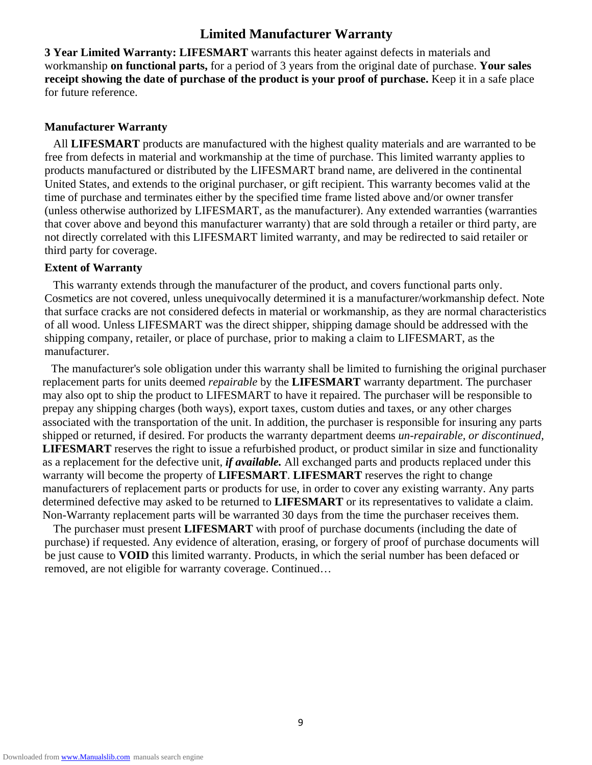# Limited Manufacturer Warranty

**3 Year Limited Warranty: LIFESMART** warrants this heater against defects in materials and workmanship **on functional parts,** for a period of 3 years from the original date of purchase. **Your sales receipt showing the date of purchase of the product is your proof of purchase.** Keep it in a safe place for future reference.

### Manufacturer Warranty

All **LIFESMART** products are manufactured with the highest quality materials and are warranted to be free from defects in material and workmanship at the time of purchase. This limited warranty applies to products manufactured or distributed by the LIFESMART brand name, are delivered in the continental United States, and extends to the original purchaser, or gift recipient. This warranty becomes valid at the time of purchase and terminates either by the specified time frame listed above and/or owner transfer (unless otherwise authorized by LIFESMART, as the manufacturer). Any extended warranties (warranties that cover above and beyond this manufacturer warranty) that are sold through a retailer or third party, are not directly correlated with this LIFESMART limited warranty, and may be redirected to said retailer or third party for coverage.

### Extent of Warranty

This warranty extends through the manufacturer of the product, and covers functional parts only. Cosmetics are not covered, unless unequivocally determined it is a manufacturer/workmanship defect. Note that surface cracks are not considered defects in material or workmanship, as they are normal characteristics of all wood. Unless LIFESMART was the direct shipper, shipping damage should be addressed with the shipping company, retailer, or place of purchase, prior to making a claim to LIFESMART, as the manufacturer.

The manufacturer's sole obligation under this warranty shall be limited to furnishing the original purchaser replacement parts for units deemed *repairable* by the **LIFESMART** warranty department. The purchaser may also opt to ship the product to LIFESMART to have it repaired. The purchaser will be responsible to prepay any shipping charges (both ways), export taxes, custom duties and taxes, or any other charges associated with the transportation of the unit. In addition, the purchaser is responsible for insuring any parts shipped or returned, if desired. For products the warranty department deems *un-repairable, or discontinued,* **LIFESMART** reserves the right to issue a refurbished product, or product similar in size and functionality as a replacement for the defective unit, ***if available.*** All exchanged parts and products replaced under this warranty will become the property of **LIFESMART**. **LIFESMART** reserves the right to change manufacturers of replacement parts or products for use, in order to cover any existing warranty. Any parts determined defective may asked to be returned to **LIFESMART** or its representatives to validate a claim. Non-Warranty replacement parts will be warranted 30 days from the time the purchaser receives them.

The purchaser must present **LIFESMART** with proof of purchase documents (including the date of purchase) if requested. Any evidence of alteration, erasing, or forgery of proof of purchase documents will be just cause to **VOID** this limited warranty. Products, in which the serial number has been defaced or removed, are not eligible for warranty coverage. Continued…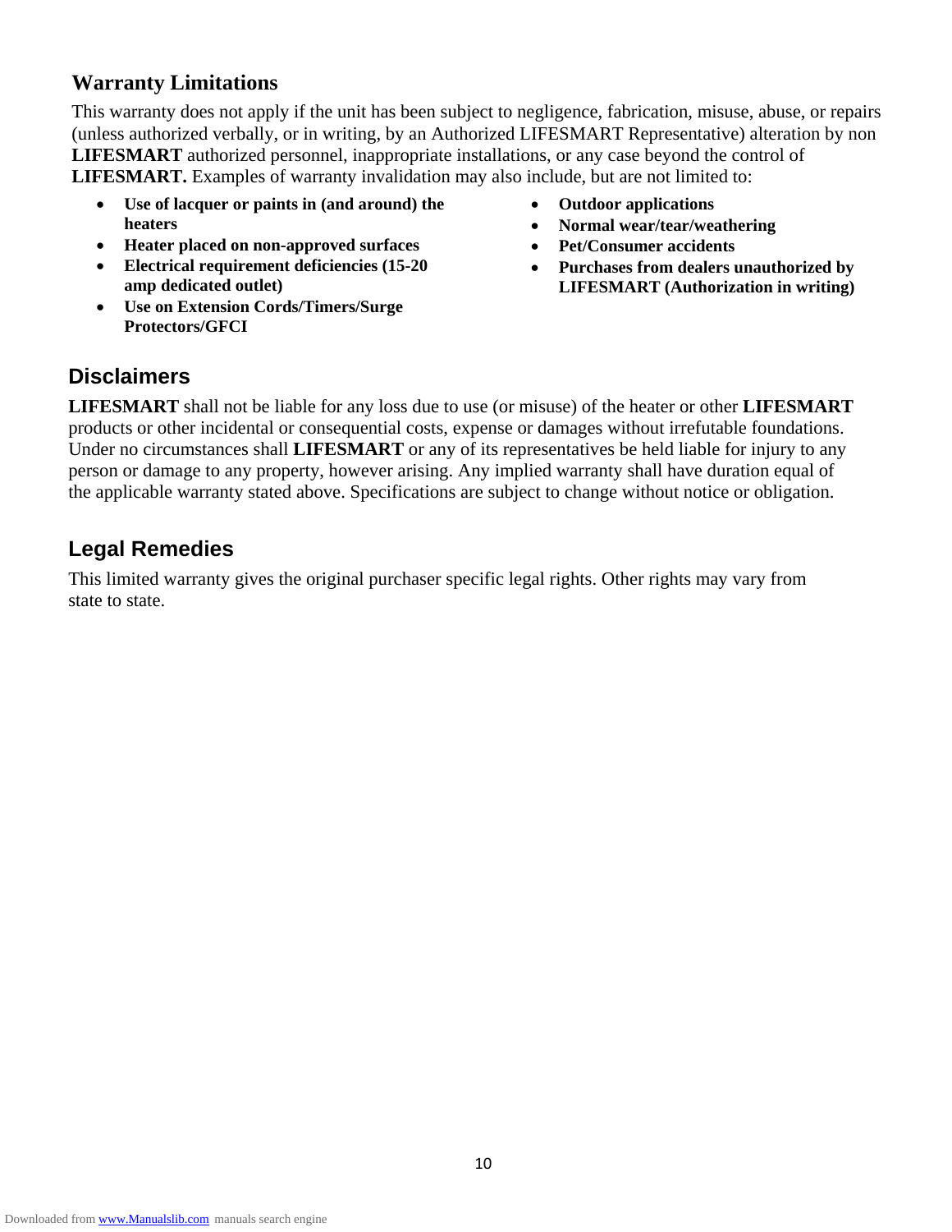## Warranty Limitations

This warranty does not apply if the unit has been subject to negligence, fabrication, misuse, abuse, or repairs (unless authorized verbally, or in writing, by an Authorized LIFESMART Representative) alteration by non **LIFESMART** authorized personnel, inappropriate installations, or any case beyond the control of **LIFESMART.** Examples of warranty invalidation may also include, but are not limited to:

- **Use of lacquer or paints in (and around) the heaters**
- **Heater placed on non-approved surfaces**
- **Electrical requirement deficiencies (15-20 amp dedicated outlet)**
- **Use on Extension Cords/Timers/Surge Protectors/GFCI**
- **Outdoor applications**
- **Normal wear/tear/weathering**
- **Pet/Consumer accidents**
- **Purchases from dealers unauthorized by LIFESMART (Authorization in writing)**

## Disclaimers

**LIFESMART** shall not be liable for any loss due to use (or misuse) of the heater or other **LIFESMART** products or other incidental or consequential costs, expense or damages without irrefutable foundations. Under no circumstances shall **LIFESMART** or any of its representatives be held liable for injury to any person or damage to any property, however arising. Any implied warranty shall have duration equal of the applicable warranty stated above. Specifications are subject to change without notice or obligation.

## Legal Remedies

This limited warranty gives the original purchaser specific legal rights. Other rights may vary from state to state.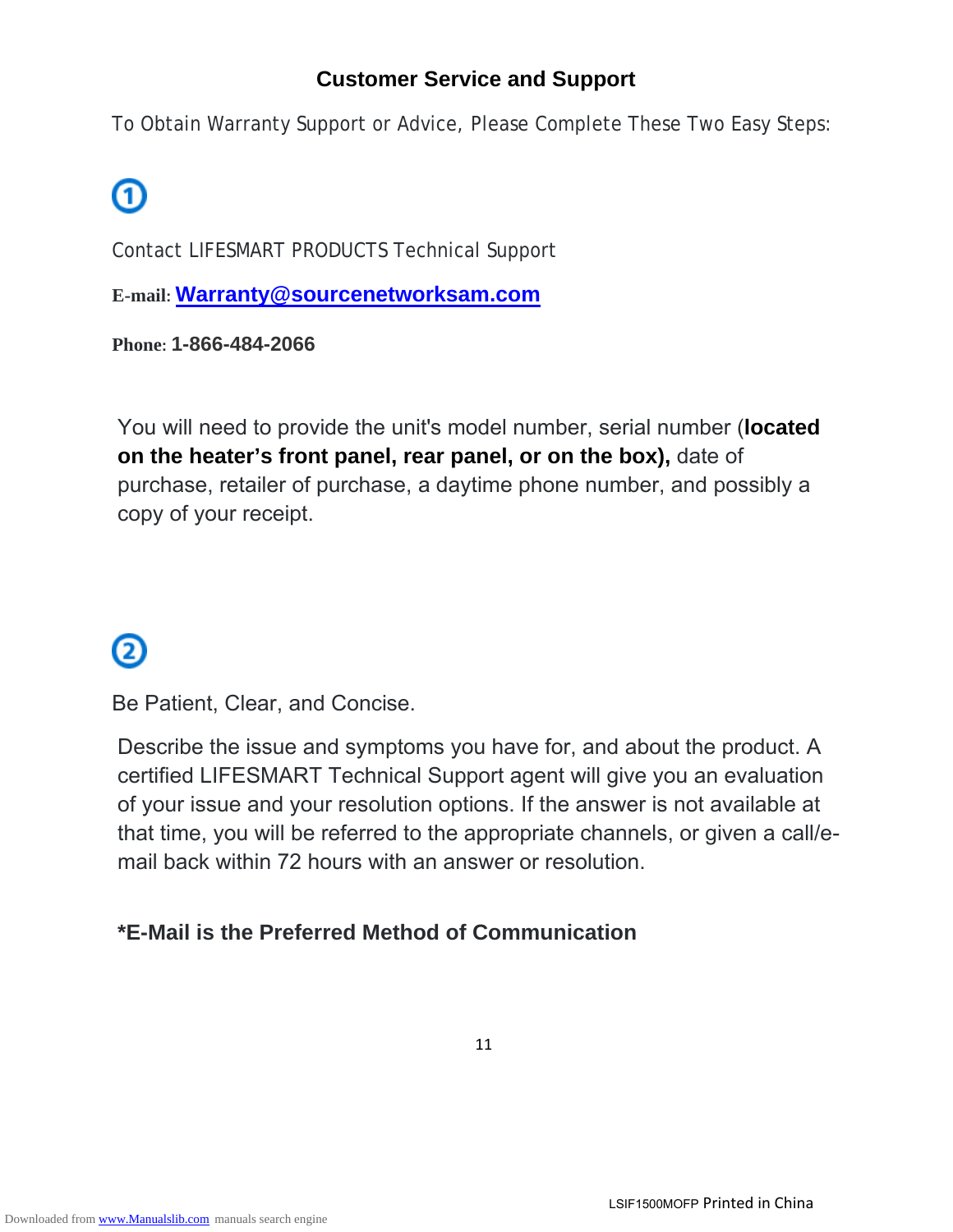## Customer Service and Support

To Obtain Warranty Support or Advice, Please Complete These Two Easy Steps:

①

Contact LIFESMART PRODUCTS Technical Support

**E-mail:** **Warranty@sourcenetworksam.com**

**Phone:** **1-866-484-2066**

You will need to provide the unit's model number, serial number (**located on the heater's front panel, rear panel, or on the box),** date of purchase, retailer of purchase, a daytime phone number, and possibly a copy of your receipt.

②

Be Patient, Clear, and Concise.

Describe the issue and symptoms you have for, and about the product. A certified LIFESMART Technical Support agent will give you an evaluation of your issue and your resolution options. If the answer is not available at that time, you will be referred to the appropriate channels, or given a call/e-mail back within 72 hours with an answer or resolution.

**\*E-Mail is the Preferred Method of Communication**

LSIF1500MOFP Printed in China